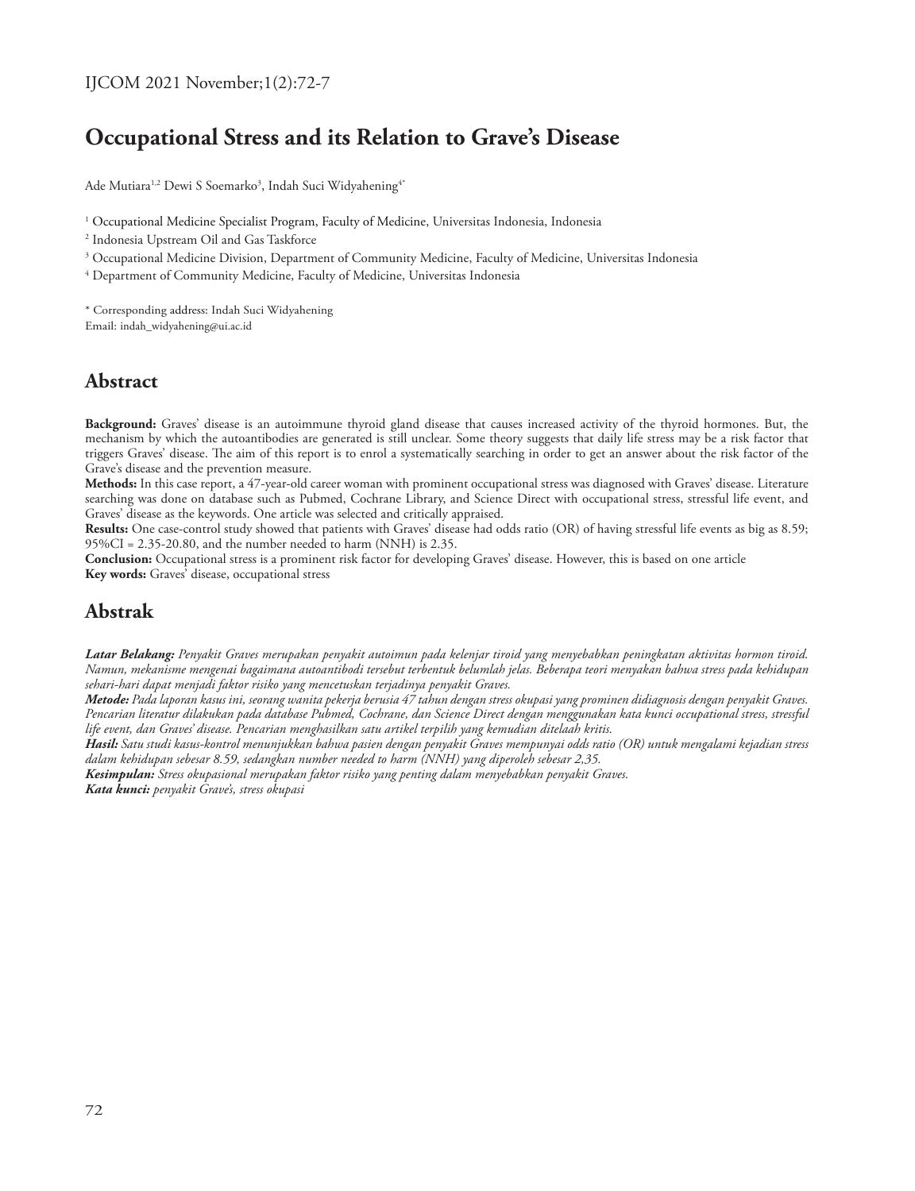# Occupational Stress and its Relation to Grave's Disease

Ade Mutiara[1,2] Dewi S Soemarko[3], Indah Suci Widyahening[4*]

[1] Occupational Medicine Specialist Program, Faculty of Medicine, Universitas Indonesia, Indonesia

[2] Indonesia Upstream Oil and Gas Taskforce

[3] Occupational Medicine Division, Department of Community Medicine, Faculty of Medicine, Universitas Indonesia

[4] Department of Community Medicine, Faculty of Medicine, Universitas Indonesia

\* Corresponding address: Indah Suci Widyahening
Email: indah_widyahening@ui.ac.id

## Abstract

**Background:** Graves' disease is an autoimmune thyroid gland disease that causes increased activity of the thyroid hormones. But, the mechanism by which the autoantibodies are generated is still unclear. Some theory suggests that daily life stress may be a risk factor that triggers Graves' disease. The aim of this report is to enrol a systematically searching in order to get an answer about the risk factor of the Grave's disease and the prevention measure.

**Methods:** In this case report, a 47-year-old career woman with prominent occupational stress was diagnosed with Graves' disease. Literature searching was done on database such as Pubmed, Cochrane Library, and Science Direct with occupational stress, stressful life event, and Graves' disease as the keywords. One article was selected and critically appraised.

**Results:** One case-control study showed that patients with Graves' disease had odds ratio (OR) of having stressful life events as big as 8.59; 95%CI = 2.35-20.80, and the number needed to harm (NNH) is 2.35.

**Conclusion:** Occupational stress is a prominent risk factor for developing Graves' disease. However, this is based on one article

**Key words:** Graves' disease, occupational stress

## Abstrak

***Latar Belakang:*** *Penyakit Graves merupakan penyakit autoimun pada kelenjar tiroid yang menyebabkan peningkatan aktivitas hormon tiroid. Namun, mekanisme mengenai bagaimana autoantibodi tersebut terbentuk belumlah jelas. Beberapa teori menyakan bahwa stress pada kehidupan sehari-hari dapat menjadi faktor risiko yang mencetuskan terjadinya penyakit Graves.*

***Metode:*** *Pada laporan kasus ini, seorang wanita pekerja berusia 47 tahun dengan stress okupasi yang prominen didiagnosis dengan penyakit Graves. Pencarian literatur dilakukan pada database Pubmed, Cochrane, dan Science Direct dengan menggunakan kata kunci occupational stress, stressful life event, dan Graves' disease. Pencarian menghasilkan satu artikel terpilih yang kemudian ditelaah kritis.*

***Hasil:*** *Satu studi kasus-kontrol menunjukkan bahwa pasien dengan penyakit Graves mempunyai odds ratio (OR) untuk mengalami kejadian stress dalam kehidupan sebesar 8.59, sedangkan number needed to harm (NNH) yang diperoleh sebesar 2,35.*

***Kesimpulan:*** *Stress okupasional merupakan faktor risiko yang penting dalam menyebabkan penyakit Graves.*

***Kata kunci:*** *penyakit Grave's, stress okupasi*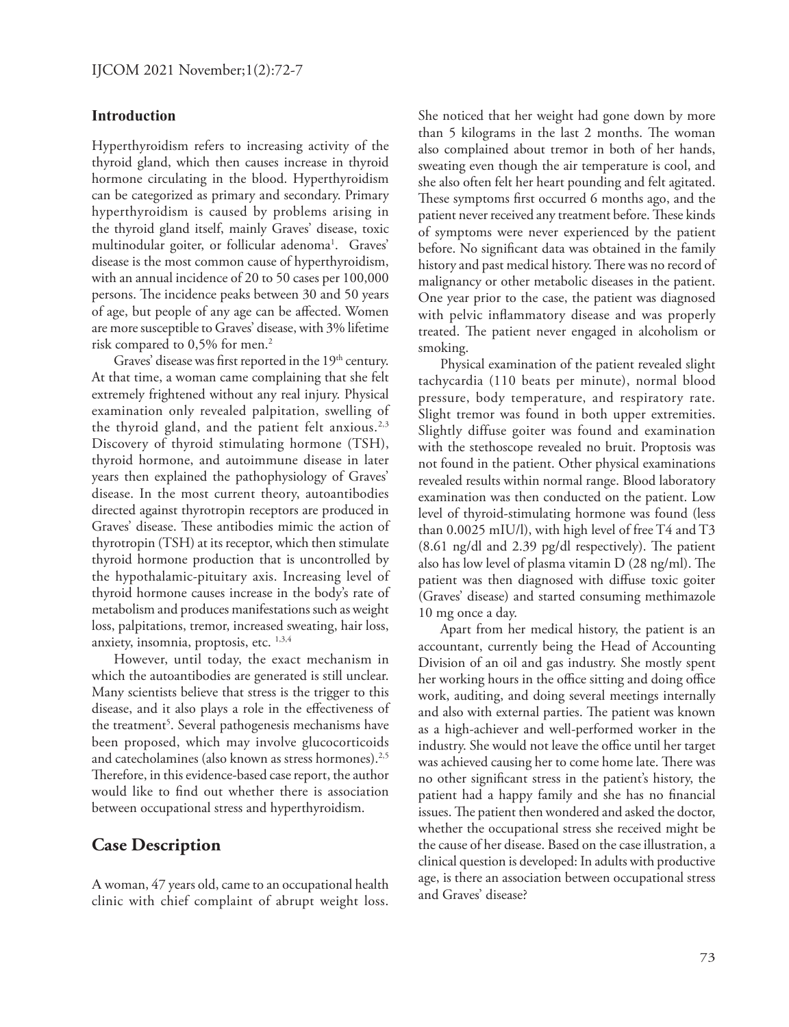## Introduction

Hyperthyroidism refers to increasing activity of the thyroid gland, which then causes increase in thyroid hormone circulating in the blood. Hyperthyroidism can be categorized as primary and secondary. Primary hyperthyroidism is caused by problems arising in the thyroid gland itself, mainly Graves' disease, toxic multinodular goiter, or follicular adenoma[1]. Graves' disease is the most common cause of hyperthyroidism, with an annual incidence of 20 to 50 cases per 100,000 persons. The incidence peaks between 30 and 50 years of age, but people of any age can be affected. Women are more susceptible to Graves' disease, with 3% lifetime risk compared to 0,5% for men.[2]

Graves' disease was first reported in the 19th century. At that time, a woman came complaining that she felt extremely frightened without any real injury. Physical examination only revealed palpitation, swelling of the thyroid gland, and the patient felt anxious.[2,3] Discovery of thyroid stimulating hormone (TSH), thyroid hormone, and autoimmune disease in later years then explained the pathophysiology of Graves' disease. In the most current theory, autoantibodies directed against thyrotropin receptors are produced in Graves' disease. These antibodies mimic the action of thyrotropin (TSH) at its receptor, which then stimulate thyroid hormone production that is uncontrolled by the hypothalamic-pituitary axis. Increasing level of thyroid hormone causes increase in the body's rate of metabolism and produces manifestations such as weight loss, palpitations, tremor, increased sweating, hair loss, anxiety, insomnia, proptosis, etc. [1,3,4]

However, until today, the exact mechanism in which the autoantibodies are generated is still unclear. Many scientists believe that stress is the trigger to this disease, and it also plays a role in the effectiveness of the treatment[5]. Several pathogenesis mechanisms have been proposed, which may involve glucocorticoids and catecholamines (also known as stress hormones).[2,5] Therefore, in this evidence-based case report, the author would like to find out whether there is association between occupational stress and hyperthyroidism.

## Case Description

A woman, 47 years old, came to an occupational health clinic with chief complaint of abrupt weight loss. She noticed that her weight had gone down by more than 5 kilograms in the last 2 months. The woman also complained about tremor in both of her hands, sweating even though the air temperature is cool, and she also often felt her heart pounding and felt agitated. These symptoms first occurred 6 months ago, and the patient never received any treatment before. These kinds of symptoms were never experienced by the patient before. No significant data was obtained in the family history and past medical history. There was no record of malignancy or other metabolic diseases in the patient. One year prior to the case, the patient was diagnosed with pelvic inflammatory disease and was properly treated. The patient never engaged in alcoholism or smoking.

Physical examination of the patient revealed slight tachycardia (110 beats per minute), normal blood pressure, body temperature, and respiratory rate. Slight tremor was found in both upper extremities. Slightly diffuse goiter was found and examination with the stethoscope revealed no bruit. Proptosis was not found in the patient. Other physical examinations revealed results within normal range. Blood laboratory examination was then conducted on the patient. Low level of thyroid-stimulating hormone was found (less than 0.0025 mIU/l), with high level of free T4 and T3 (8.61 ng/dl and 2.39 pg/dl respectively). The patient also has low level of plasma vitamin D (28 ng/ml). The patient was then diagnosed with diffuse toxic goiter (Graves' disease) and started consuming methimazole 10 mg once a day.

Apart from her medical history, the patient is an accountant, currently being the Head of Accounting Division of an oil and gas industry. She mostly spent her working hours in the office sitting and doing office work, auditing, and doing several meetings internally and also with external parties. The patient was known as a high-achiever and well-performed worker in the industry. She would not leave the office until her target was achieved causing her to come home late. There was no other significant stress in the patient's history, the patient had a happy family and she has no financial issues. The patient then wondered and asked the doctor, whether the occupational stress she received might be the cause of her disease. Based on the case illustration, a clinical question is developed: In adults with productive age, is there an association between occupational stress and Graves' disease?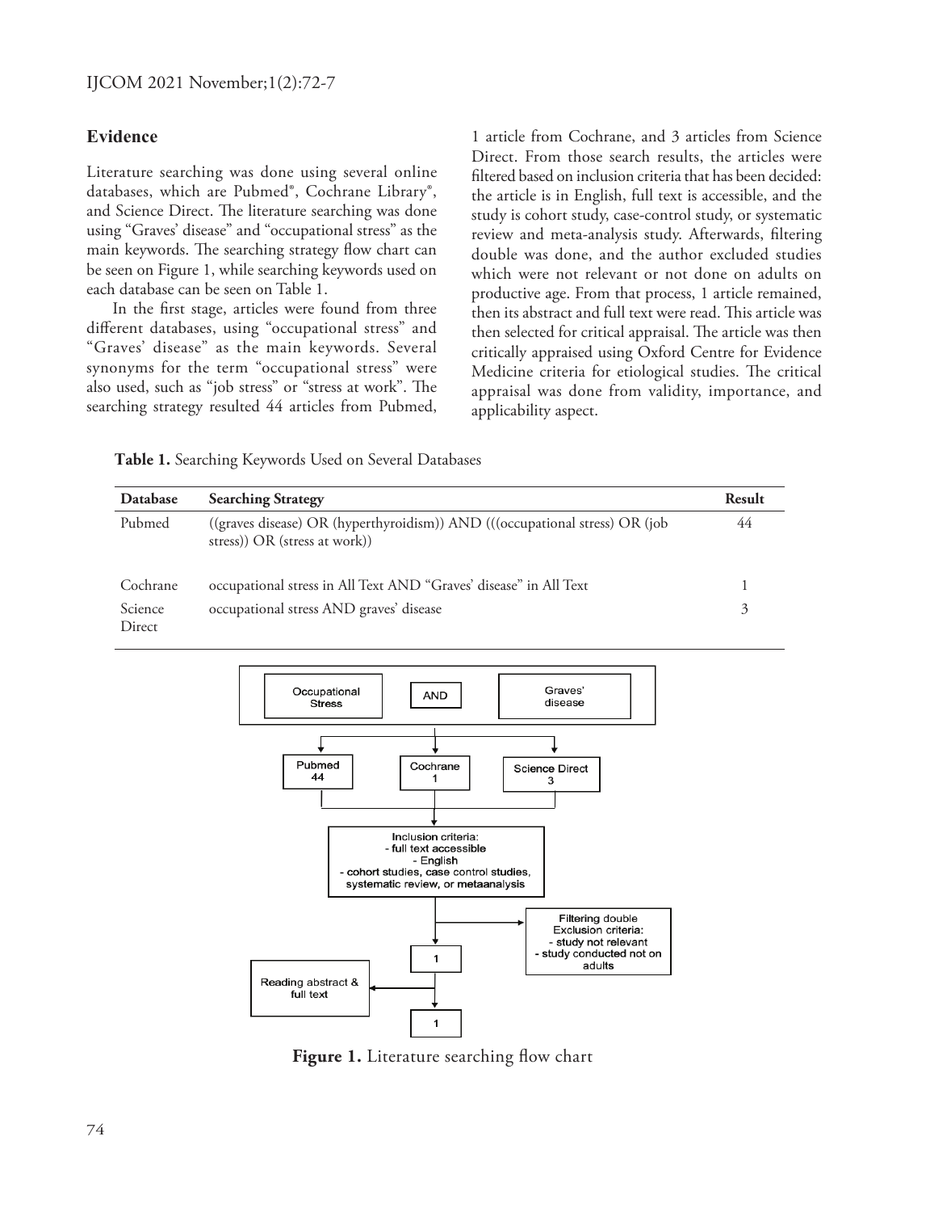## Evidence

Literature searching was done using several online databases, which are Pubmed®, Cochrane Library®, and Science Direct. The literature searching was done using "Graves' disease" and "occupational stress" as the main keywords. The searching strategy flow chart can be seen on Figure 1, while searching keywords used on each database can be seen on Table 1.

In the first stage, articles were found from three different databases, using "occupational stress" and "Graves' disease" as the main keywords. Several synonyms for the term "occupational stress" were also used, such as "job stress" or "stress at work". The searching strategy resulted 44 articles from Pubmed, 1 article from Cochrane, and 3 articles from Science Direct. From those search results, the articles were filtered based on inclusion criteria that has been decided: the article is in English, full text is accessible, and the study is cohort study, case-control study, or systematic review and meta-analysis study. Afterwards, filtering double was done, and the author excluded studies which were not relevant or not done on adults on productive age. From that process, 1 article remained, then its abstract and full text were read. This article was then selected for critical appraisal. The article was then critically appraised using Oxford Centre for Evidence Medicine criteria for etiological studies. The critical appraisal was done from validity, importance, and applicability aspect.

**Table 1.** Searching Keywords Used on Several Databases

| Database | Searching Strategy | Result |
|---|---|---|
| Pubmed | ((graves disease) OR (hyperthyroidism)) AND (((occupational stress) OR (job stress)) OR (stress at work)) | 44 |
| Cochrane | occupational stress in All Text AND "Graves' disease" in All Text | 1 |
| Science Direct | occupational stress AND graves' disease | 3 |

Occupational Stress AND Graves' disease

Pubmed 44 | Cochrane 1 | Science Direct 3

Inclusion criteria:
- full text accessible
- English
- cohort studies, case control studies, systematic review, or metaanalysis

Filtering double
Exclusion criteria:
- study not relevant
- study conducted not on adults

1

Reading abstract & full text

1

**Figure 1.** Literature searching flow chart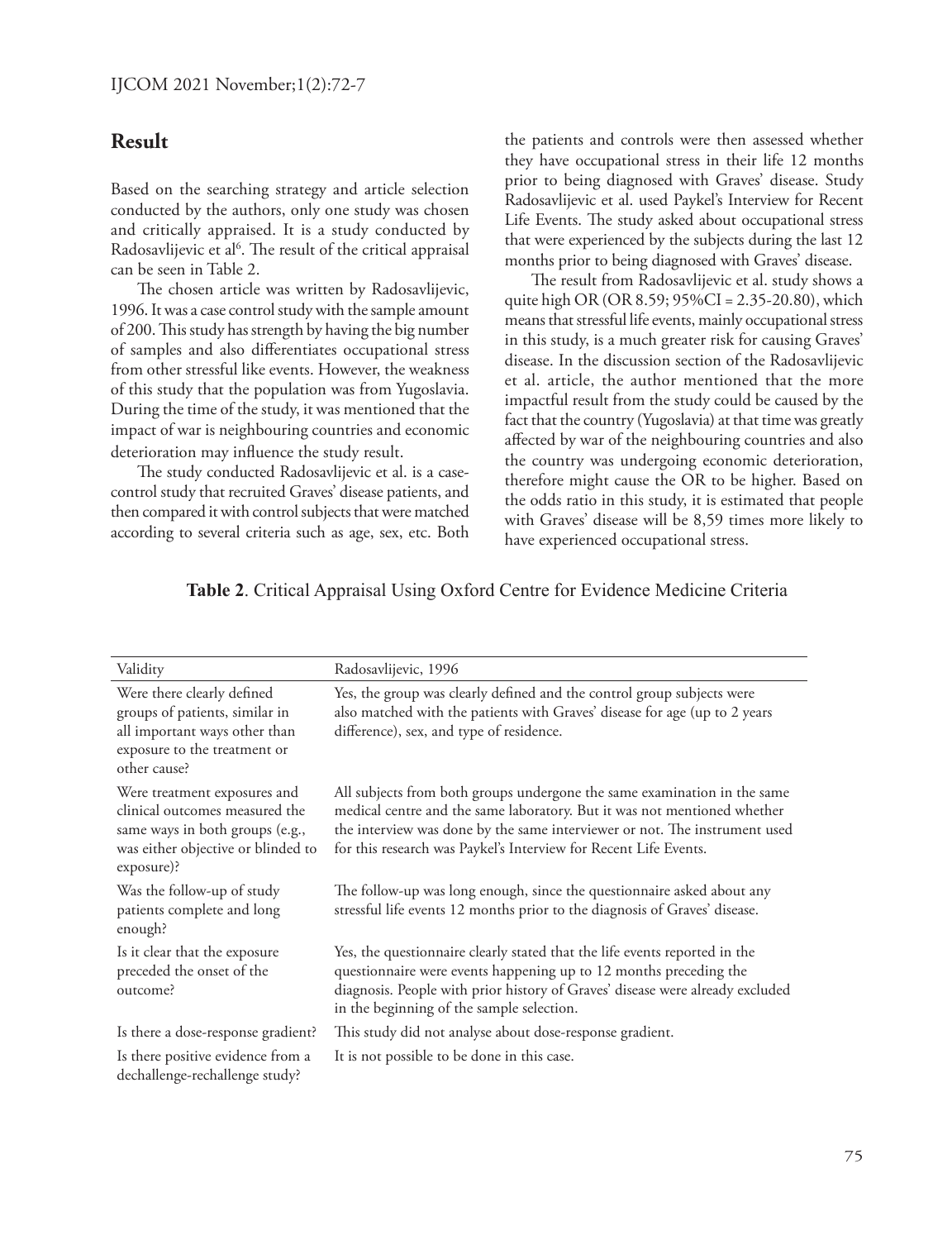## Result

Based on the searching strategy and article selection conducted by the authors, only one study was chosen and critically appraised. It is a study conducted by Radosavlijevic et al[6]. The result of the critical appraisal can be seen in Table 2.

The chosen article was written by Radosavlijevic, 1996. It was a case control study with the sample amount of 200. This study has strength by having the big number of samples and also differentiates occupational stress from other stressful like events. However, the weakness of this study that the population was from Yugoslavia. During the time of the study, it was mentioned that the impact of war is neighbouring countries and economic deterioration may influence the study result.

The study conducted Radosavlijevic et al. is a case-control study that recruited Graves' disease patients, and then compared it with control subjects that were matched according to several criteria such as age, sex, etc. Both the patients and controls were then assessed whether they have occupational stress in their life 12 months prior to being diagnosed with Graves' disease. Study Radosavlijevic et al. used Paykel's Interview for Recent Life Events. The study asked about occupational stress that were experienced by the subjects during the last 12 months prior to being diagnosed with Graves' disease.

The result from Radosavlijevic et al. study shows a quite high OR (OR 8.59; 95%CI = 2.35-20.80), which means that stressful life events, mainly occupational stress in this study, is a much greater risk for causing Graves' disease. In the discussion section of the Radosavlijevic et al. article, the author mentioned that the more impactful result from the study could be caused by the fact that the country (Yugoslavia) at that time was greatly affected by war of the neighbouring countries and also the country was undergoing economic deterioration, therefore might cause the OR to be higher. Based on the odds ratio in this study, it is estimated that people with Graves' disease will be 8,59 times more likely to have experienced occupational stress.

**Table 2**. Critical Appraisal Using Oxford Centre for Evidence Medicine Criteria

| Validity | Radosavlijevic, 1996 |
|---|---|
| Were there clearly defined groups of patients, similar in all important ways other than exposure to the treatment or other cause? | Yes, the group was clearly defined and the control group subjects were also matched with the patients with Graves' disease for age (up to 2 years difference), sex, and type of residence. |
| Were treatment exposures and clinical outcomes measured the same ways in both groups (e.g., was either objective or blinded to exposure)? | All subjects from both groups undergone the same examination in the same medical centre and the same laboratory. But it was not mentioned whether the interview was done by the same interviewer or not. The instrument used for this research was Paykel's Interview for Recent Life Events. |
| Was the follow-up of study patients complete and long enough? | The follow-up was long enough, since the questionnaire asked about any stressful life events 12 months prior to the diagnosis of Graves' disease. |
| Is it clear that the exposure preceded the onset of the outcome? | Yes, the questionnaire clearly stated that the life events reported in the questionnaire were events happening up to 12 months preceding the diagnosis. People with prior history of Graves' disease were already excluded in the beginning of the sample selection. |
| Is there a dose-response gradient? | This study did not analyse about dose-response gradient. |
| Is there positive evidence from a dechallenge-rechallenge study? | It is not possible to be done in this case. |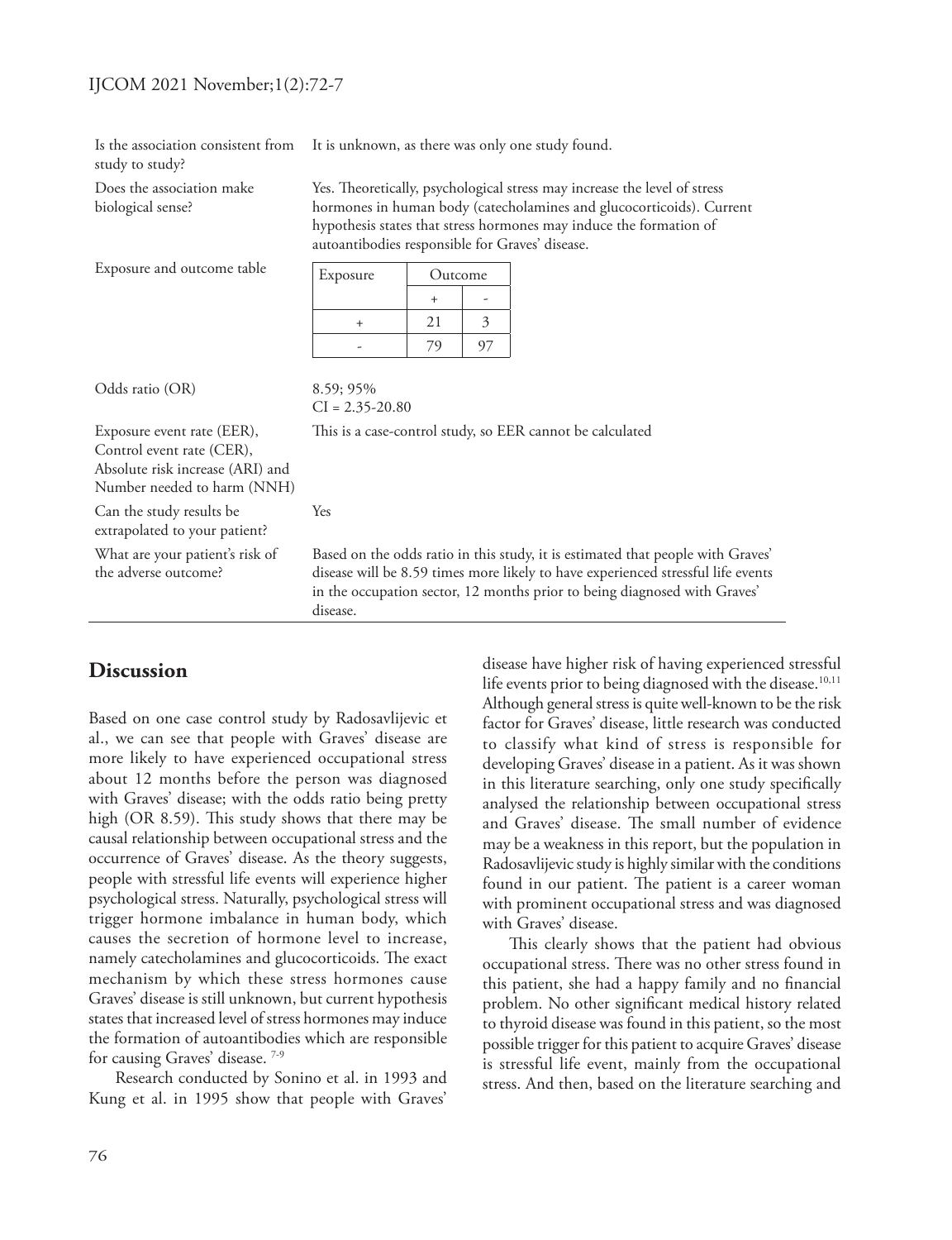| | |
|---|---|
| Is the association consistent from study to study? | It is unknown, as there was only one study found. |
| Does the association make biological sense? | Yes. Theoretically, psychological stress may increase the level of stress hormones in human body (catecholamines and glucocorticoids). Current hypothesis states that stress hormones may induce the formation of autoantibodies responsible for Graves' disease. |
| Exposure and outcome table | (see table below) |
| Odds ratio (OR) | 8.59; 95% CI = 2.35-20.80 |
| Exposure event rate (EER), Control event rate (CER), Absolute risk increase (ARI) and Number needed to harm (NNH) | This is a case-control study, so EER cannot be calculated |
| Can the study results be extrapolated to your patient? | Yes |
| What are your patient's risk of the adverse outcome? | Based on the odds ratio in this study, it is estimated that people with Graves' disease will be 8.59 times more likely to have experienced stressful life events in the occupation sector, 12 months prior to being diagnosed with Graves' disease. |

Exposure and outcome table:

| Exposure | Outcome | |
|---|---|---|
| | + | - |
| + | 21 | 3 |
| - | 79 | 97 |

## Discussion

Based on one case control study by Radosavlijevic et al., we can see that people with Graves' disease are more likely to have experienced occupational stress about 12 months before the person was diagnosed with Graves' disease; with the odds ratio being pretty high (OR 8.59). This study shows that there may be causal relationship between occupational stress and the occurrence of Graves' disease. As the theory suggests, people with stressful life events will experience higher psychological stress. Naturally, psychological stress will trigger hormone imbalance in human body, which causes the secretion of hormone level to increase, namely catecholamines and glucocorticoids. The exact mechanism by which these stress hormones cause Graves' disease is still unknown, but current hypothesis states that increased level of stress hormones may induce the formation of autoantibodies which are responsible for causing Graves' disease. [7-9]

Research conducted by Sonino et al. in 1993 and Kung et al. in 1995 show that people with Graves' disease have higher risk of having experienced stressful life events prior to being diagnosed with the disease.[10,11] Although general stress is quite well-known to be the risk factor for Graves' disease, little research was conducted to classify what kind of stress is responsible for developing Graves' disease in a patient. As it was shown in this literature searching, only one study specifically analysed the relationship between occupational stress and Graves' disease. The small number of evidence may be a weakness in this report, but the population in Radosavlijevic study is highly similar with the conditions found in our patient. The patient is a career woman with prominent occupational stress and was diagnosed with Graves' disease.

This clearly shows that the patient had obvious occupational stress. There was no other stress found in this patient, she had a happy family and no financial problem. No other significant medical history related to thyroid disease was found in this patient, so the most possible trigger for this patient to acquire Graves' disease is stressful life event, mainly from the occupational stress. And then, based on the literature searching and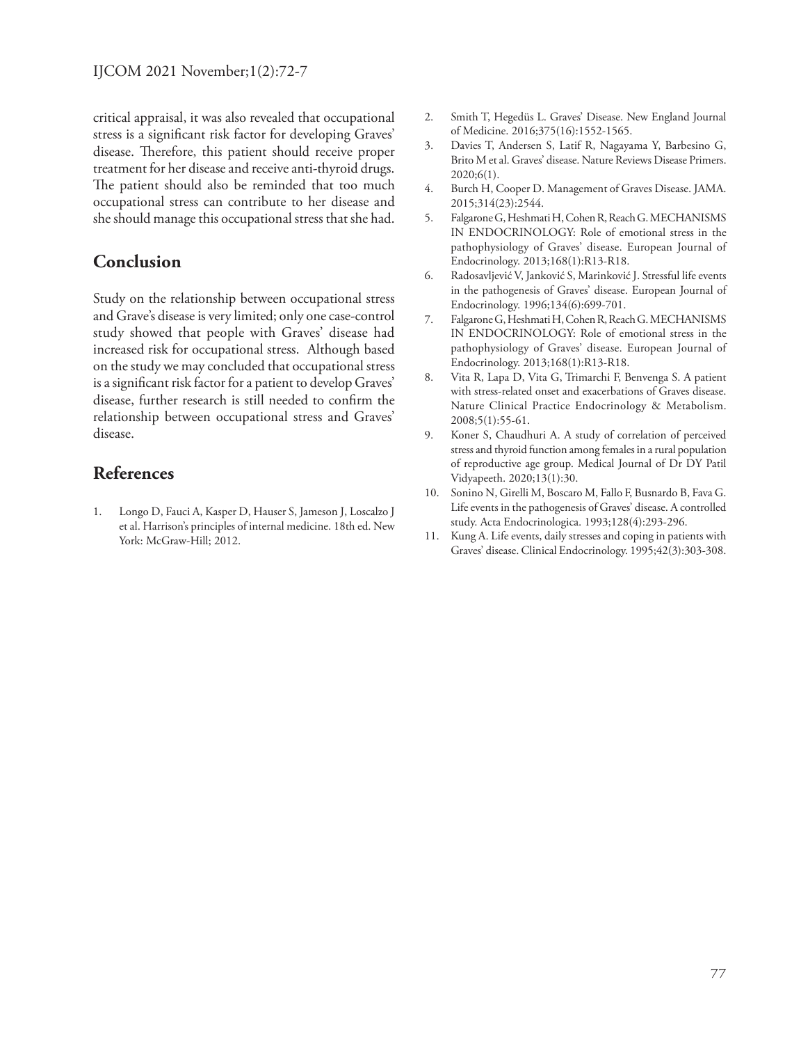critical appraisal, it was also revealed that occupational stress is a significant risk factor for developing Graves' disease. Therefore, this patient should receive proper treatment for her disease and receive anti-thyroid drugs. The patient should also be reminded that too much occupational stress can contribute to her disease and she should manage this occupational stress that she had.

## Conclusion

Study on the relationship between occupational stress and Grave's disease is very limited; only one case-control study showed that people with Graves' disease had increased risk for occupational stress. Although based on the study we may concluded that occupational stress is a significant risk factor for a patient to develop Graves' disease, further research is still needed to confirm the relationship between occupational stress and Graves' disease.

## References

1. Longo D, Fauci A, Kasper D, Hauser S, Jameson J, Loscalzo J et al. Harrison's principles of internal medicine. 18th ed. New York: McGraw-Hill; 2012.
2. Smith T, Hegedüs L. Graves' Disease. New England Journal of Medicine. 2016;375(16):1552-1565.
3. Davies T, Andersen S, Latif R, Nagayama Y, Barbesino G, Brito M et al. Graves' disease. Nature Reviews Disease Primers. 2020;6(1).
4. Burch H, Cooper D. Management of Graves Disease. JAMA. 2015;314(23):2544.
5. Falgarone G, Heshmati H, Cohen R, Reach G. MECHANISMS IN ENDOCRINOLOGY: Role of emotional stress in the pathophysiology of Graves' disease. European Journal of Endocrinology. 2013;168(1):R13-R18.
6. Radosavljević V, Janković S, Marinković J. Stressful life events in the pathogenesis of Graves' disease. European Journal of Endocrinology. 1996;134(6):699-701.
7. Falgarone G, Heshmati H, Cohen R, Reach G. MECHANISMS IN ENDOCRINOLOGY: Role of emotional stress in the pathophysiology of Graves' disease. European Journal of Endocrinology. 2013;168(1):R13-R18.
8. Vita R, Lapa D, Vita G, Trimarchi F, Benvenga S. A patient with stress-related onset and exacerbations of Graves disease. Nature Clinical Practice Endocrinology & Metabolism. 2008;5(1):55-61.
9. Koner S, Chaudhuri A. A study of correlation of perceived stress and thyroid function among females in a rural population of reproductive age group. Medical Journal of Dr DY Patil Vidyapeeth. 2020;13(1):30.
10. Sonino N, Girelli M, Boscaro M, Fallo F, Busnardo B, Fava G. Life events in the pathogenesis of Graves' disease. A controlled study. Acta Endocrinologica. 1993;128(4):293-296.
11. Kung A. Life events, daily stresses and coping in patients with Graves' disease. Clinical Endocrinology. 1995;42(3):303-308.